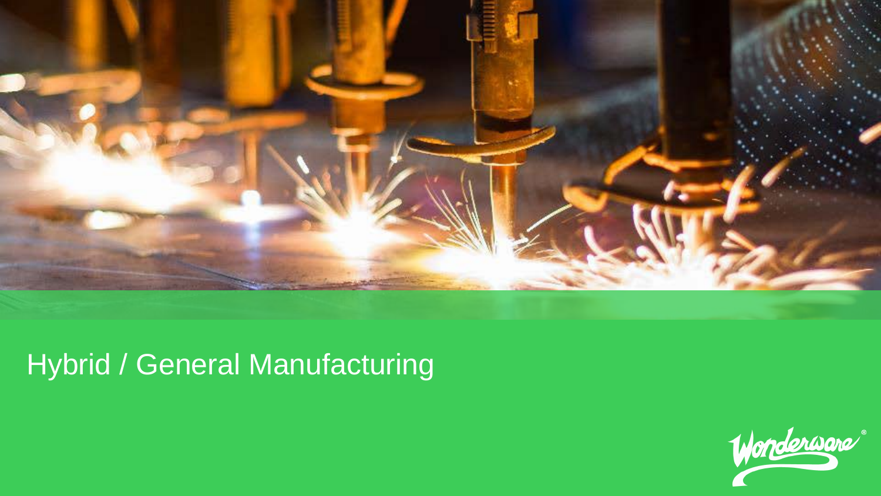# Hybrid / General Manufacturing

Wonderware®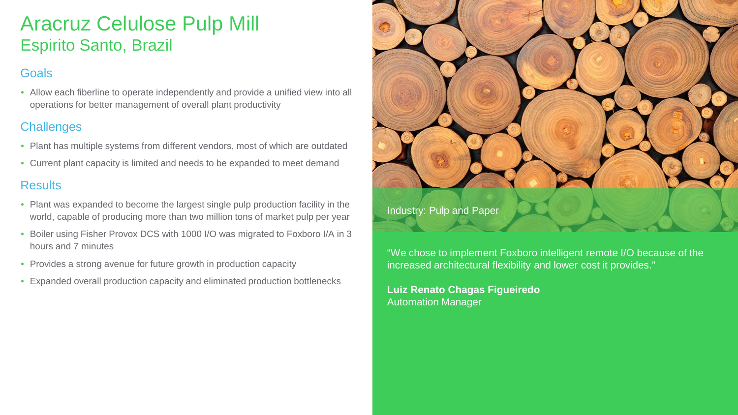# Aracruz Celulose Pulp Mill

## Espirito Santo, Brazil

### Goals

- Allow each fiberline to operate independently and provide a unified view into all operations for better management of overall plant productivity

### Challenges

- Plant has multiple systems from different vendors, most of which are outdated
- Current plant capacity is limited and needs to be expanded to meet demand

### Results

- Plant was expanded to become the largest single pulp production facility in the world, capable of producing more than two million tons of market pulp per year
- Boiler using Fisher Provox DCS with 1000 I/O was migrated to Foxboro I/A in 3 hours and 7 minutes
- Provides a strong avenue for future growth in production capacity
- Expanded overall production capacity and eliminated production bottlenecks

Industry: Pulp and Paper

“We chose to implement Foxboro intelligent remote I/O because of the increased architectural flexibility and lower cost it provides.”

**Luiz Renato Chagas Figueiredo**
Automation Manager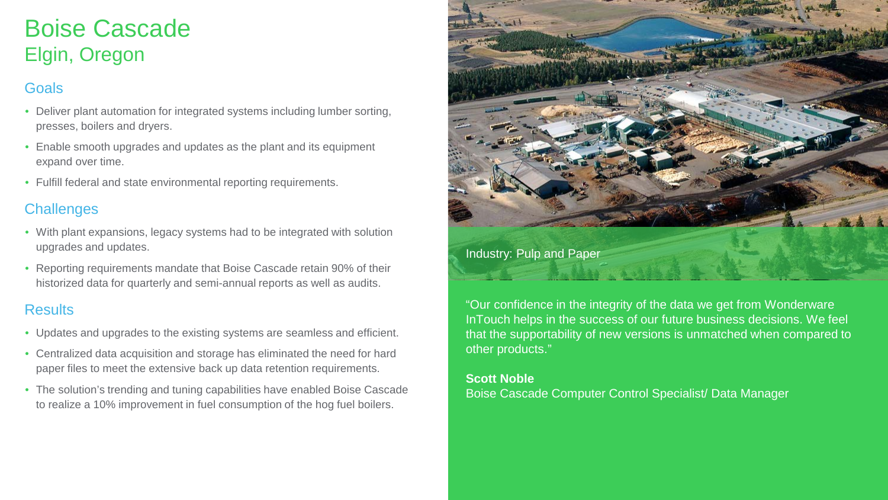# Boise Cascade
## Elgin, Oregon

### Goals

- Deliver plant automation for integrated systems including lumber sorting, presses, boilers and dryers.
- Enable smooth upgrades and updates as the plant and its equipment expand over time.
- Fulfill federal and state environmental reporting requirements.

### Challenges

- With plant expansions, legacy systems had to be integrated with solution upgrades and updates.
- Reporting requirements mandate that Boise Cascade retain 90% of their historized data for quarterly and semi-annual reports as well as audits.

### Results

- Updates and upgrades to the existing systems are seamless and efficient.
- Centralized data acquisition and storage has eliminated the need for hard paper files to meet the extensive back up data retention requirements.
- The solution's trending and tuning capabilities have enabled Boise Cascade to realize a 10% improvement in fuel consumption of the hog fuel boilers.

Industry: Pulp and Paper

"Our confidence in the integrity of the data we get from Wonderware InTouch helps in the success of our future business decisions. We feel that the supportability of new versions is unmatched when compared to other products."

**Scott Noble**
Boise Cascade Computer Control Specialist/ Data Manager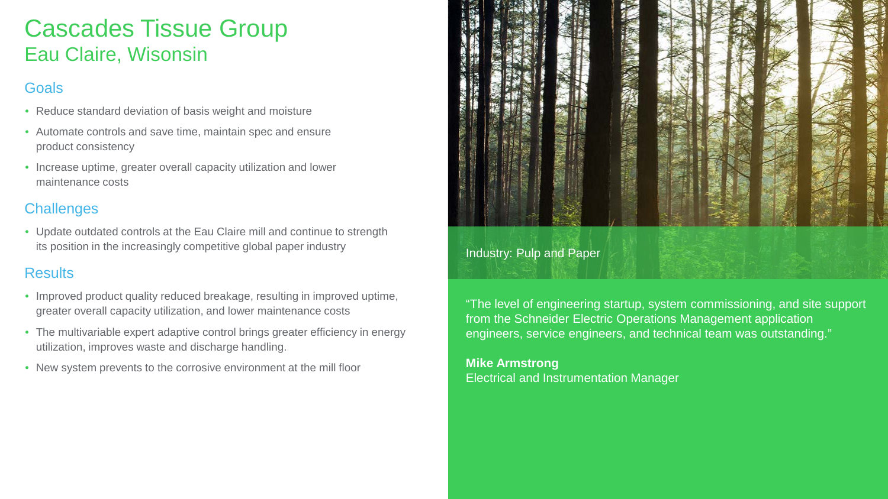# Cascades Tissue Group

## Eau Claire, Wisonsin

### Goals

- Reduce standard deviation of basis weight and moisture
- Automate controls and save time, maintain spec and ensure product consistency
- Increase uptime, greater overall capacity utilization and lower maintenance costs

### Challenges

- Update outdated controls at the Eau Claire mill and continue to strength its position in the increasingly competitive global paper industry

### Results

- Improved product quality reduced breakage, resulting in improved uptime, greater overall capacity utilization, and lower maintenance costs
- The multivariable expert adaptive control brings greater efficiency in energy utilization, improves waste and discharge handling.
- New system prevents to the corrosive environment at the mill floor

Industry: Pulp and Paper

"The level of engineering startup, system commissioning, and site support from the Schneider Electric Operations Management application engineers, service engineers, and technical team was outstanding."

**Mike Armstrong**
Electrical and Instrumentation Manager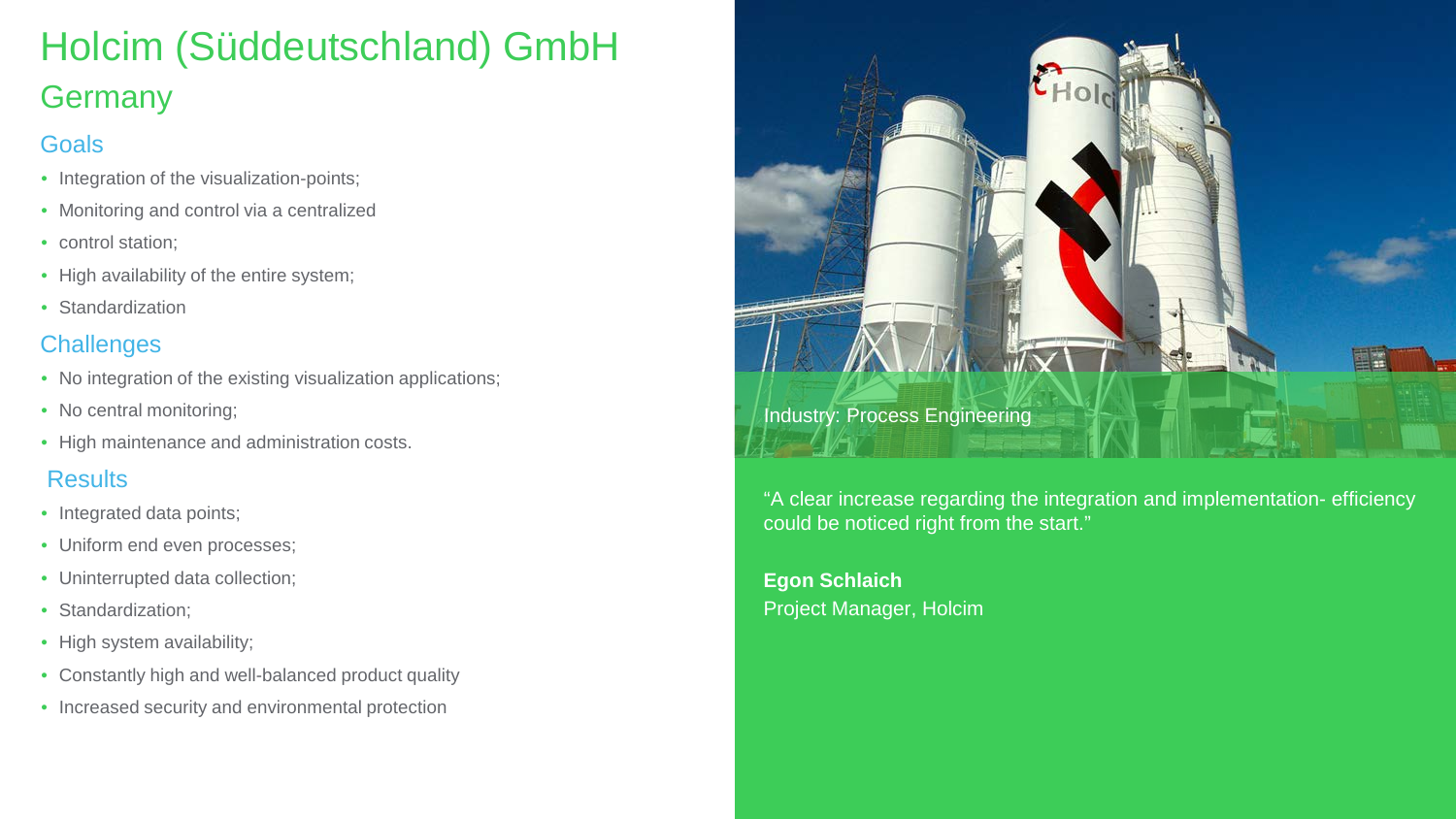# Holcim (Süddeutschland) GmbH

## Germany

### Goals

- Integration of the visualization-points;
- Monitoring and control via a centralized
- control station;
- High availability of the entire system;
- Standardization

### Challenges

- No integration of the existing visualization applications;
- No central monitoring;
- High maintenance and administration costs.

### Results

- Integrated data points;
- Uniform end even processes;
- Uninterrupted data collection;
- Standardization;
- High system availability;
- Constantly high and well-balanced product quality
- Increased security and environmental protection

Industry: Process Engineering

"A clear increase regarding the integration and implementation- efficiency could be noticed right from the start."

**Egon Schlaich**
Project Manager, Holcim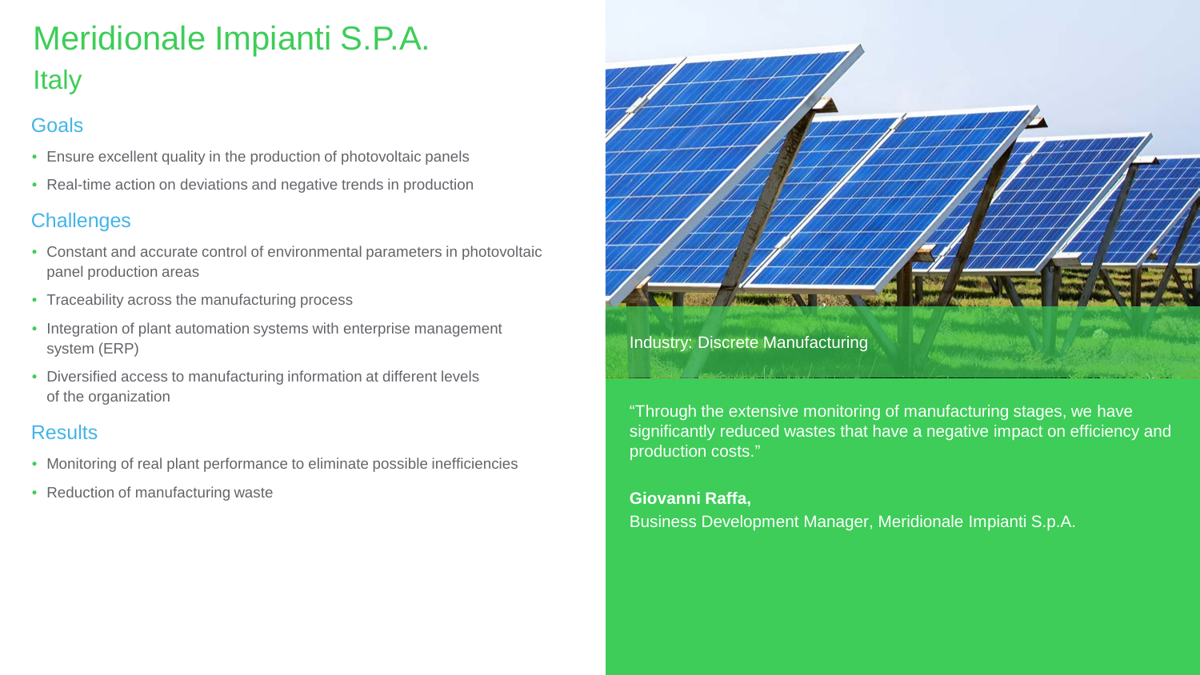# Meridionale Impianti S.P.A.

## Italy

### Goals

- Ensure excellent quality in the production of photovoltaic panels
- Real-time action on deviations and negative trends in production

### Challenges

- Constant and accurate control of environmental parameters in photovoltaic panel production areas
- Traceability across the manufacturing process
- Integration of plant automation systems with enterprise management system (ERP)
- Diversified access to manufacturing information at different levels of the organization

### Results

- Monitoring of real plant performance to eliminate possible inefficiencies
- Reduction of manufacturing waste

Industry: Discrete Manufacturing

"Through the extensive monitoring of manufacturing stages, we have significantly reduced wastes that have a negative impact on efficiency and production costs."

**Giovanni Raffa,**
Business Development Manager, Meridionale Impianti S.p.A.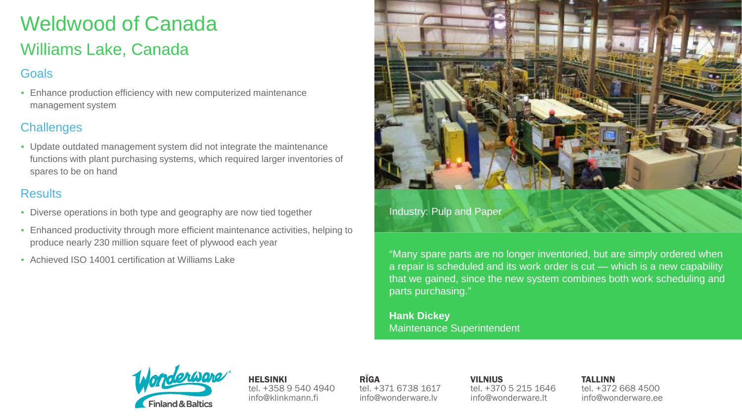# Weldwood of Canada

## Williams Lake, Canada

### Goals

- Enhance production efficiency with new computerized maintenance management system

### Challenges

- Update outdated management system did not integrate the maintenance functions with plant purchasing systems, which required larger inventories of spares to be on hand

### Results

- Diverse operations in both type and geography are now tied together
- Enhanced productivity through more efficient maintenance activities, helping to produce nearly 230 million square feet of plywood each year
- Achieved ISO 14001 certification at Williams Lake

Industry: Pulp and Paper

"Many spare parts are no longer inventoried, but are simply ordered when a repair is scheduled and its work order is cut — which is a new capability that we gained, since the new system combines both work scheduling and parts purchasing."

**Hank Dickey**
Maintenance Superintendent

Wonderware Finland & Baltics

**HELSINKI**
tel. +358 9 540 4940
info@klinkmann.fi

**RĪGA**
tel. +371 6738 1617
info@wonderware.lv

**VILNIUS**
tel. +370 5 215 1646
info@wonderware.lt

**TALLINN**
tel. +372 668 4500
info@wonderware.ee